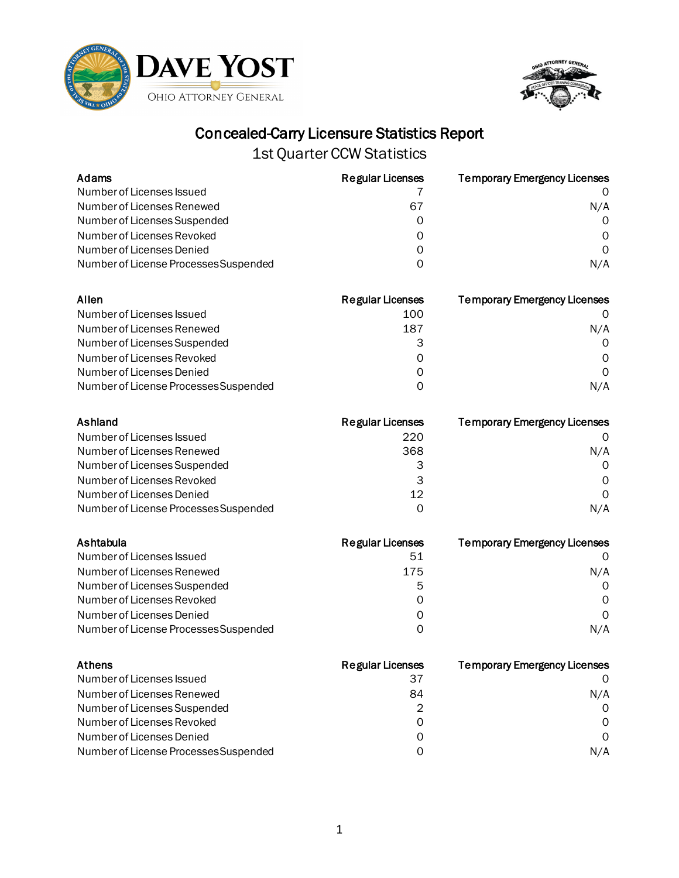DAVE YOST

OHIO ATTORNEY GENERAL

# Concealed-Carry Licensure Statistics Report

## 1st Quarter CCW Statistics

| Adams | Regular Licenses | Temporary Emergency Licenses |
|---|---|---|
| Number of Licenses Issued | 7 | 0 |
| Number of Licenses Renewed | 67 | N/A |
| Number of Licenses Suspended | 0 | 0 |
| Number of Licenses Revoked | 0 | 0 |
| Number of Licenses Denied | 0 | 0 |
| Number of License Processes Suspended | 0 | N/A |

| Allen | Regular Licenses | Temporary Emergency Licenses |
|---|---|---|
| Number of Licenses Issued | 100 | 0 |
| Number of Licenses Renewed | 187 | N/A |
| Number of Licenses Suspended | 3 | 0 |
| Number of Licenses Revoked | 0 | 0 |
| Number of Licenses Denied | 0 | 0 |
| Number of License Processes Suspended | 0 | N/A |

| Ashland | Regular Licenses | Temporary Emergency Licenses |
|---|---|---|
| Number of Licenses Issued | 220 | 0 |
| Number of Licenses Renewed | 368 | N/A |
| Number of Licenses Suspended | 3 | 0 |
| Number of Licenses Revoked | 3 | 0 |
| Number of Licenses Denied | 12 | 0 |
| Number of License Processes Suspended | 0 | N/A |

| Ashtabula | Regular Licenses | Temporary Emergency Licenses |
|---|---|---|
| Number of Licenses Issued | 51 | 0 |
| Number of Licenses Renewed | 175 | N/A |
| Number of Licenses Suspended | 5 | 0 |
| Number of Licenses Revoked | 0 | 0 |
| Number of Licenses Denied | 0 | 0 |
| Number of License Processes Suspended | 0 | N/A |

| Athens | Regular Licenses | Temporary Emergency Licenses |
|---|---|---|
| Number of Licenses Issued | 37 | 0 |
| Number of Licenses Renewed | 84 | N/A |
| Number of Licenses Suspended | 2 | 0 |
| Number of Licenses Revoked | 0 | 0 |
| Number of Licenses Denied | 0 | 0 |
| Number of License Processes Suspended | 0 | N/A |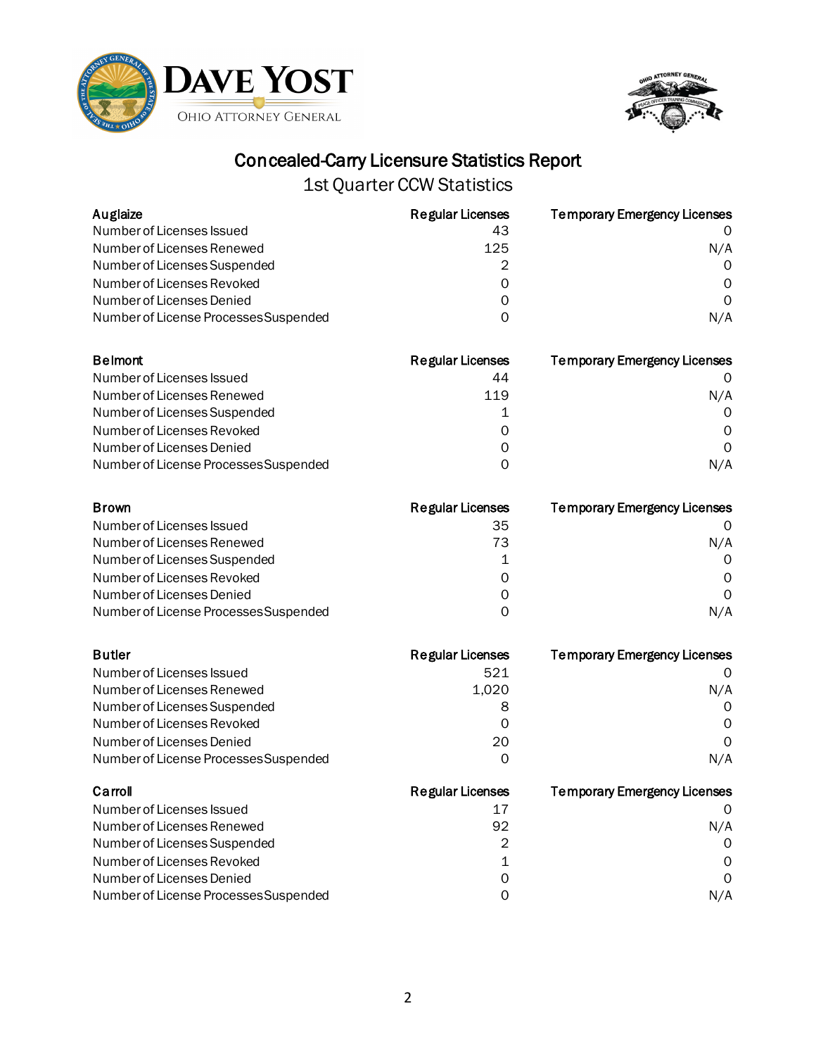# Concealed-Carry Licensure Statistics Report

## 1st Quarter CCW Statistics

| Auglaize | Regular Licenses | Temporary Emergency Licenses |
|---|---|---|
| Number of Licenses Issued | 43 | 0 |
| Number of Licenses Renewed | 125 | N/A |
| Number of Licenses Suspended | 2 | 0 |
| Number of Licenses Revoked | 0 | 0 |
| Number of Licenses Denied | 0 | 0 |
| Number of License Processes Suspended | 0 | N/A |

| Belmont | Regular Licenses | Temporary Emergency Licenses |
|---|---|---|
| Number of Licenses Issued | 44 | 0 |
| Number of Licenses Renewed | 119 | N/A |
| Number of Licenses Suspended | 1 | 0 |
| Number of Licenses Revoked | 0 | 0 |
| Number of Licenses Denied | 0 | 0 |
| Number of License Processes Suspended | 0 | N/A |

| Brown | Regular Licenses | Temporary Emergency Licenses |
|---|---|---|
| Number of Licenses Issued | 35 | 0 |
| Number of Licenses Renewed | 73 | N/A |
| Number of Licenses Suspended | 1 | 0 |
| Number of Licenses Revoked | 0 | 0 |
| Number of Licenses Denied | 0 | 0 |
| Number of License Processes Suspended | 0 | N/A |

| Butler | Regular Licenses | Temporary Emergency Licenses |
|---|---|---|
| Number of Licenses Issued | 521 | 0 |
| Number of Licenses Renewed | 1,020 | N/A |
| Number of Licenses Suspended | 8 | 0 |
| Number of Licenses Revoked | 0 | 0 |
| Number of Licenses Denied | 20 | 0 |
| Number of License Processes Suspended | 0 | N/A |

| Carroll | Regular Licenses | Temporary Emergency Licenses |
|---|---|---|
| Number of Licenses Issued | 17 | 0 |
| Number of Licenses Renewed | 92 | N/A |
| Number of Licenses Suspended | 2 | 0 |
| Number of Licenses Revoked | 1 | 0 |
| Number of Licenses Denied | 0 | 0 |
| Number of License Processes Suspended | 0 | N/A |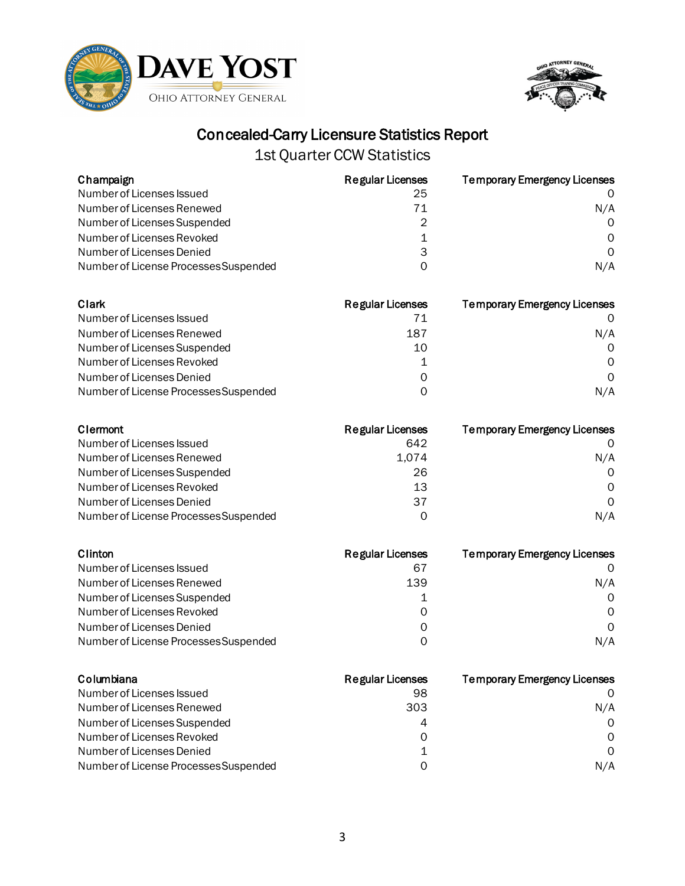# Concealed-Carry Licensure Statistics Report

## 1st Quarter CCW Statistics

| Champaign | Regular Licenses | Temporary Emergency Licenses |
|---|---|---|
| Number of Licenses Issued | 25 | 0 |
| Number of Licenses Renewed | 71 | N/A |
| Number of Licenses Suspended | 2 | 0 |
| Number of Licenses Revoked | 1 | 0 |
| Number of Licenses Denied | 3 | 0 |
| Number of License Processes Suspended | 0 | N/A |

| Clark | Regular Licenses | Temporary Emergency Licenses |
|---|---|---|
| Number of Licenses Issued | 71 | 0 |
| Number of Licenses Renewed | 187 | N/A |
| Number of Licenses Suspended | 10 | 0 |
| Number of Licenses Revoked | 1 | 0 |
| Number of Licenses Denied | 0 | 0 |
| Number of License Processes Suspended | 0 | N/A |

| Clermont | Regular Licenses | Temporary Emergency Licenses |
|---|---|---|
| Number of Licenses Issued | 642 | 0 |
| Number of Licenses Renewed | 1,074 | N/A |
| Number of Licenses Suspended | 26 | 0 |
| Number of Licenses Revoked | 13 | 0 |
| Number of Licenses Denied | 37 | 0 |
| Number of License Processes Suspended | 0 | N/A |

| Clinton | Regular Licenses | Temporary Emergency Licenses |
|---|---|---|
| Number of Licenses Issued | 67 | 0 |
| Number of Licenses Renewed | 139 | N/A |
| Number of Licenses Suspended | 1 | 0 |
| Number of Licenses Revoked | 0 | 0 |
| Number of Licenses Denied | 0 | 0 |
| Number of License Processes Suspended | 0 | N/A |

| Columbiana | Regular Licenses | Temporary Emergency Licenses |
|---|---|---|
| Number of Licenses Issued | 98 | 0 |
| Number of Licenses Renewed | 303 | N/A |
| Number of Licenses Suspended | 4 | 0 |
| Number of Licenses Revoked | 0 | 0 |
| Number of Licenses Denied | 1 | 0 |
| Number of License Processes Suspended | 0 | N/A |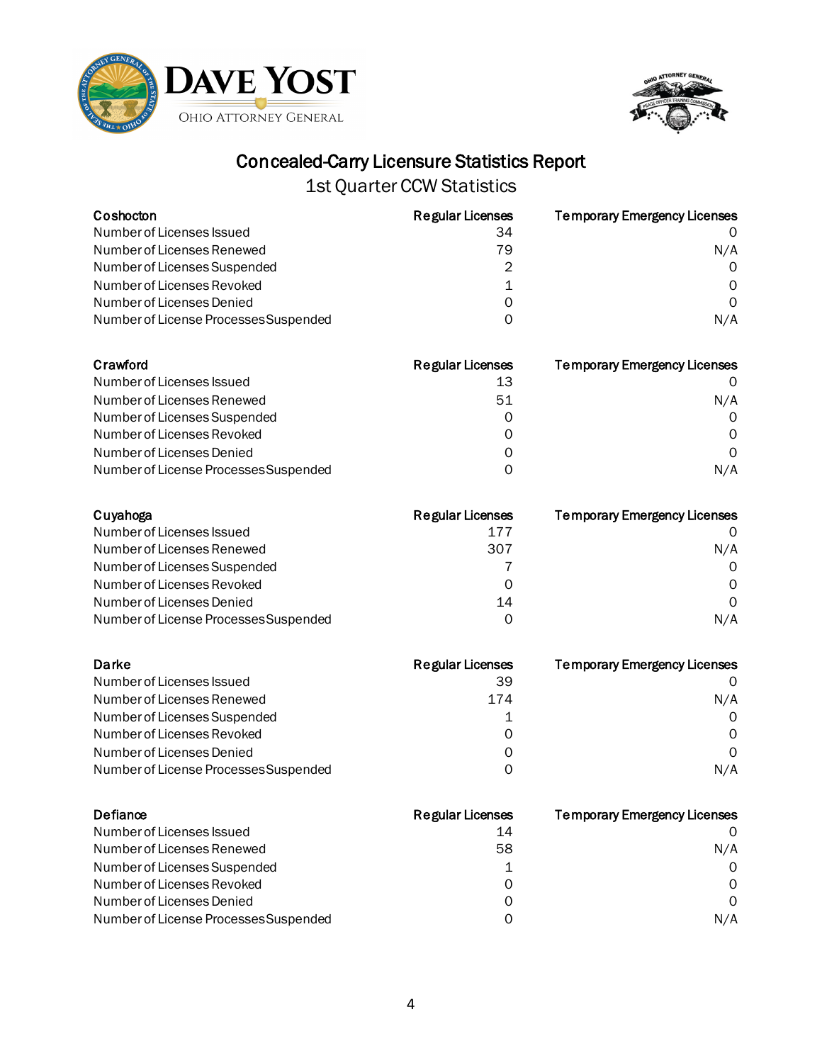# Concealed-Carry Licensure Statistics Report

## 1st Quarter CCW Statistics

| Coshocton | Regular Licenses | Temporary Emergency Licenses |
|---|---|---|
| Number of Licenses Issued | 34 | 0 |
| Number of Licenses Renewed | 79 | N/A |
| Number of Licenses Suspended | 2 | 0 |
| Number of Licenses Revoked | 1 | 0 |
| Number of Licenses Denied | 0 | 0 |
| Number of License Processes Suspended | 0 | N/A |

| Crawford | Regular Licenses | Temporary Emergency Licenses |
|---|---|---|
| Number of Licenses Issued | 13 | 0 |
| Number of Licenses Renewed | 51 | N/A |
| Number of Licenses Suspended | 0 | 0 |
| Number of Licenses Revoked | 0 | 0 |
| Number of Licenses Denied | 0 | 0 |
| Number of License Processes Suspended | 0 | N/A |

| Cuyahoga | Regular Licenses | Temporary Emergency Licenses |
|---|---|---|
| Number of Licenses Issued | 177 | 0 |
| Number of Licenses Renewed | 307 | N/A |
| Number of Licenses Suspended | 7 | 0 |
| Number of Licenses Revoked | 0 | 0 |
| Number of Licenses Denied | 14 | 0 |
| Number of License Processes Suspended | 0 | N/A |

| Darke | Regular Licenses | Temporary Emergency Licenses |
|---|---|---|
| Number of Licenses Issued | 39 | 0 |
| Number of Licenses Renewed | 174 | N/A |
| Number of Licenses Suspended | 1 | 0 |
| Number of Licenses Revoked | 0 | 0 |
| Number of Licenses Denied | 0 | 0 |
| Number of License Processes Suspended | 0 | N/A |

| Defiance | Regular Licenses | Temporary Emergency Licenses |
|---|---|---|
| Number of Licenses Issued | 14 | 0 |
| Number of Licenses Renewed | 58 | N/A |
| Number of Licenses Suspended | 1 | 0 |
| Number of Licenses Revoked | 0 | 0 |
| Number of Licenses Denied | 0 | 0 |
| Number of License Processes Suspended | 0 | N/A |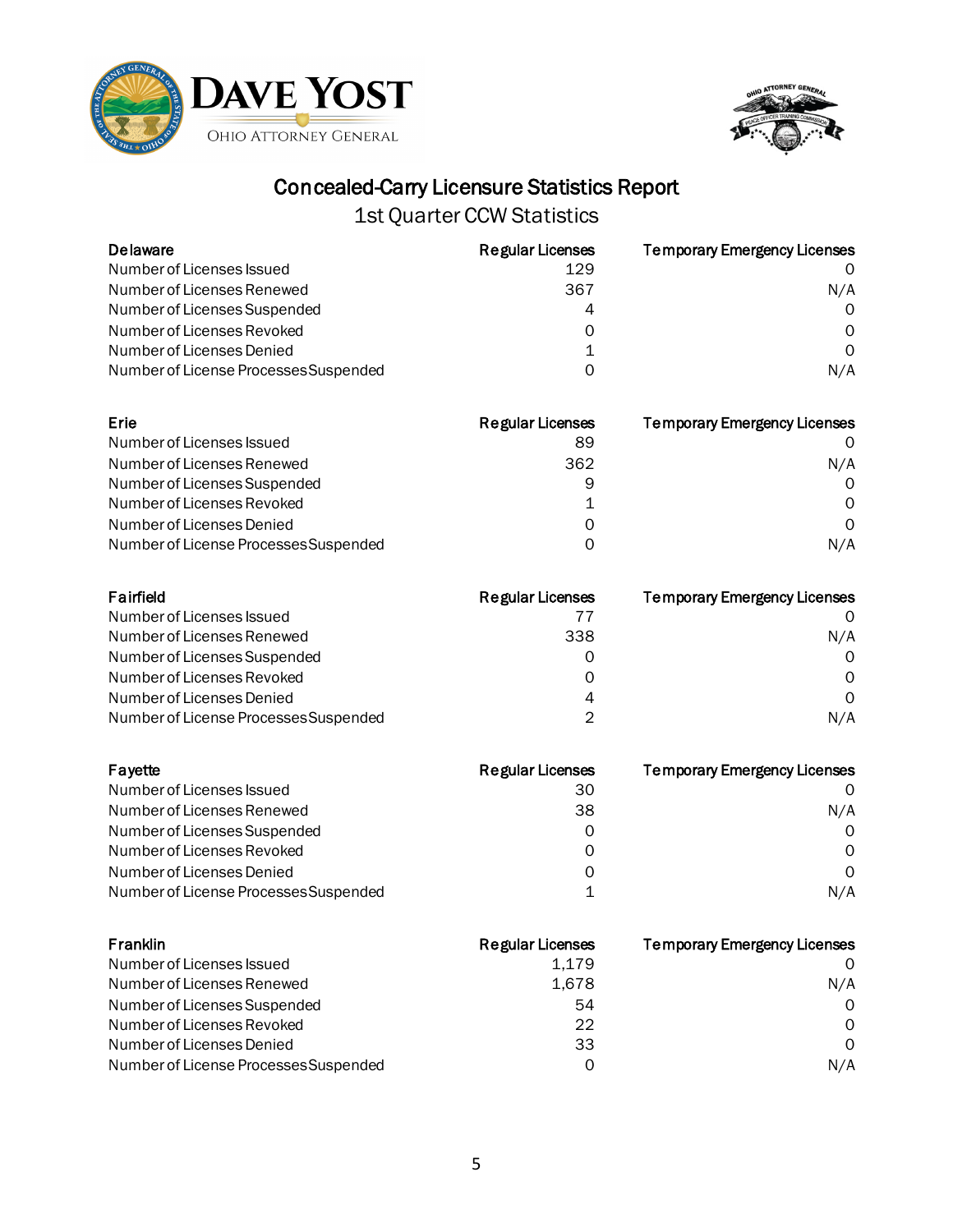Dave Yost
Ohio Attorney General

# Concealed-Carry Licensure Statistics Report

## 1st Quarter CCW Statistics

| Delaware | Regular Licenses | Temporary Emergency Licenses |
|---|---|---|
| Number of Licenses Issued | 129 | 0 |
| Number of Licenses Renewed | 367 | N/A |
| Number of Licenses Suspended | 4 | 0 |
| Number of Licenses Revoked | 0 | 0 |
| Number of Licenses Denied | 1 | 0 |
| Number of License Processes Suspended | 0 | N/A |

| Erie | Regular Licenses | Temporary Emergency Licenses |
|---|---|---|
| Number of Licenses Issued | 89 | 0 |
| Number of Licenses Renewed | 362 | N/A |
| Number of Licenses Suspended | 9 | 0 |
| Number of Licenses Revoked | 1 | 0 |
| Number of Licenses Denied | 0 | 0 |
| Number of License Processes Suspended | 0 | N/A |

| Fairfield | Regular Licenses | Temporary Emergency Licenses |
|---|---|---|
| Number of Licenses Issued | 77 | 0 |
| Number of Licenses Renewed | 338 | N/A |
| Number of Licenses Suspended | 0 | 0 |
| Number of Licenses Revoked | 0 | 0 |
| Number of Licenses Denied | 4 | 0 |
| Number of License Processes Suspended | 2 | N/A |

| Fayette | Regular Licenses | Temporary Emergency Licenses |
|---|---|---|
| Number of Licenses Issued | 30 | 0 |
| Number of Licenses Renewed | 38 | N/A |
| Number of Licenses Suspended | 0 | 0 |
| Number of Licenses Revoked | 0 | 0 |
| Number of Licenses Denied | 0 | 0 |
| Number of License Processes Suspended | 1 | N/A |

| Franklin | Regular Licenses | Temporary Emergency Licenses |
|---|---|---|
| Number of Licenses Issued | 1,179 | 0 |
| Number of Licenses Renewed | 1,678 | N/A |
| Number of Licenses Suspended | 54 | 0 |
| Number of Licenses Revoked | 22 | 0 |
| Number of Licenses Denied | 33 | 0 |
| Number of License Processes Suspended | 0 | N/A |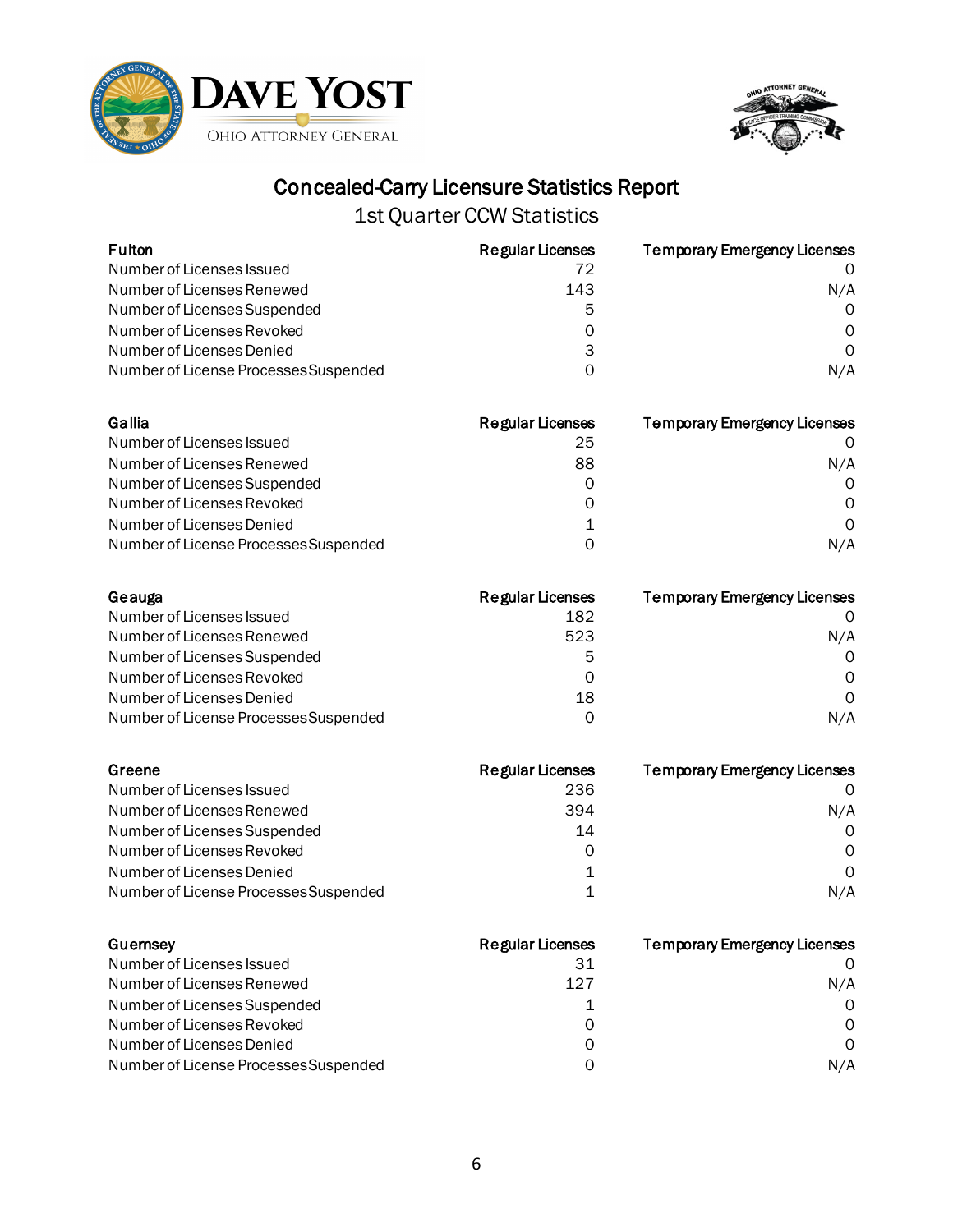# Concealed-Carry Licensure Statistics Report

## 1st Quarter CCW Statistics

| Fulton | Regular Licenses | Temporary Emergency Licenses |
|---|---|---|
| Number of Licenses Issued | 72 | 0 |
| Number of Licenses Renewed | 143 | N/A |
| Number of Licenses Suspended | 5 | 0 |
| Number of Licenses Revoked | 0 | 0 |
| Number of Licenses Denied | 3 | 0 |
| Number of License Processes Suspended | 0 | N/A |

| Gallia | Regular Licenses | Temporary Emergency Licenses |
|---|---|---|
| Number of Licenses Issued | 25 | 0 |
| Number of Licenses Renewed | 88 | N/A |
| Number of Licenses Suspended | 0 | 0 |
| Number of Licenses Revoked | 0 | 0 |
| Number of Licenses Denied | 1 | 0 |
| Number of License Processes Suspended | 0 | N/A |

| Geauga | Regular Licenses | Temporary Emergency Licenses |
|---|---|---|
| Number of Licenses Issued | 182 | 0 |
| Number of Licenses Renewed | 523 | N/A |
| Number of Licenses Suspended | 5 | 0 |
| Number of Licenses Revoked | 0 | 0 |
| Number of Licenses Denied | 18 | 0 |
| Number of License Processes Suspended | 0 | N/A |

| Greene | Regular Licenses | Temporary Emergency Licenses |
|---|---|---|
| Number of Licenses Issued | 236 | 0 |
| Number of Licenses Renewed | 394 | N/A |
| Number of Licenses Suspended | 14 | 0 |
| Number of Licenses Revoked | 0 | 0 |
| Number of Licenses Denied | 1 | 0 |
| Number of License Processes Suspended | 1 | N/A |

| Guernsey | Regular Licenses | Temporary Emergency Licenses |
|---|---|---|
| Number of Licenses Issued | 31 | 0 |
| Number of Licenses Renewed | 127 | N/A |
| Number of Licenses Suspended | 1 | 0 |
| Number of Licenses Revoked | 0 | 0 |
| Number of Licenses Denied | 0 | 0 |
| Number of License Processes Suspended | 0 | N/A |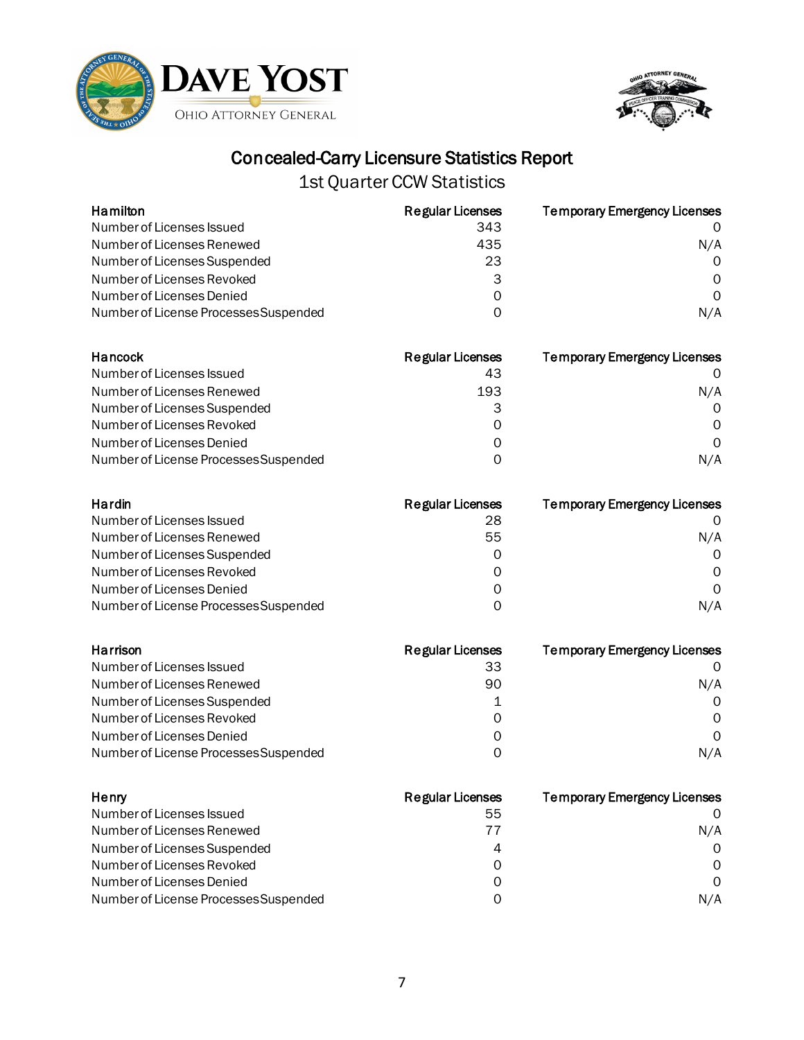Dave Yost
Ohio Attorney General

# Concealed-Carry Licensure Statistics Report

## 1st Quarter CCW Statistics

| Hamilton | Regular Licenses | Temporary Emergency Licenses |
|---|---|---|
| Number of Licenses Issued | 343 | 0 |
| Number of Licenses Renewed | 435 | N/A |
| Number of Licenses Suspended | 23 | 0 |
| Number of Licenses Revoked | 3 | 0 |
| Number of Licenses Denied | 0 | 0 |
| Number of License Processes Suspended | 0 | N/A |

| Hancock | Regular Licenses | Temporary Emergency Licenses |
|---|---|---|
| Number of Licenses Issued | 43 | 0 |
| Number of Licenses Renewed | 193 | N/A |
| Number of Licenses Suspended | 3 | 0 |
| Number of Licenses Revoked | 0 | 0 |
| Number of Licenses Denied | 0 | 0 |
| Number of License Processes Suspended | 0 | N/A |

| Hardin | Regular Licenses | Temporary Emergency Licenses |
|---|---|---|
| Number of Licenses Issued | 28 | 0 |
| Number of Licenses Renewed | 55 | N/A |
| Number of Licenses Suspended | 0 | 0 |
| Number of Licenses Revoked | 0 | 0 |
| Number of Licenses Denied | 0 | 0 |
| Number of License Processes Suspended | 0 | N/A |

| Harrison | Regular Licenses | Temporary Emergency Licenses |
|---|---|---|
| Number of Licenses Issued | 33 | 0 |
| Number of Licenses Renewed | 90 | N/A |
| Number of Licenses Suspended | 1 | 0 |
| Number of Licenses Revoked | 0 | 0 |
| Number of Licenses Denied | 0 | 0 |
| Number of License Processes Suspended | 0 | N/A |

| Henry | Regular Licenses | Temporary Emergency Licenses |
|---|---|---|
| Number of Licenses Issued | 55 | 0 |
| Number of Licenses Renewed | 77 | N/A |
| Number of Licenses Suspended | 4 | 0 |
| Number of Licenses Revoked | 0 | 0 |
| Number of Licenses Denied | 0 | 0 |
| Number of License Processes Suspended | 0 | N/A |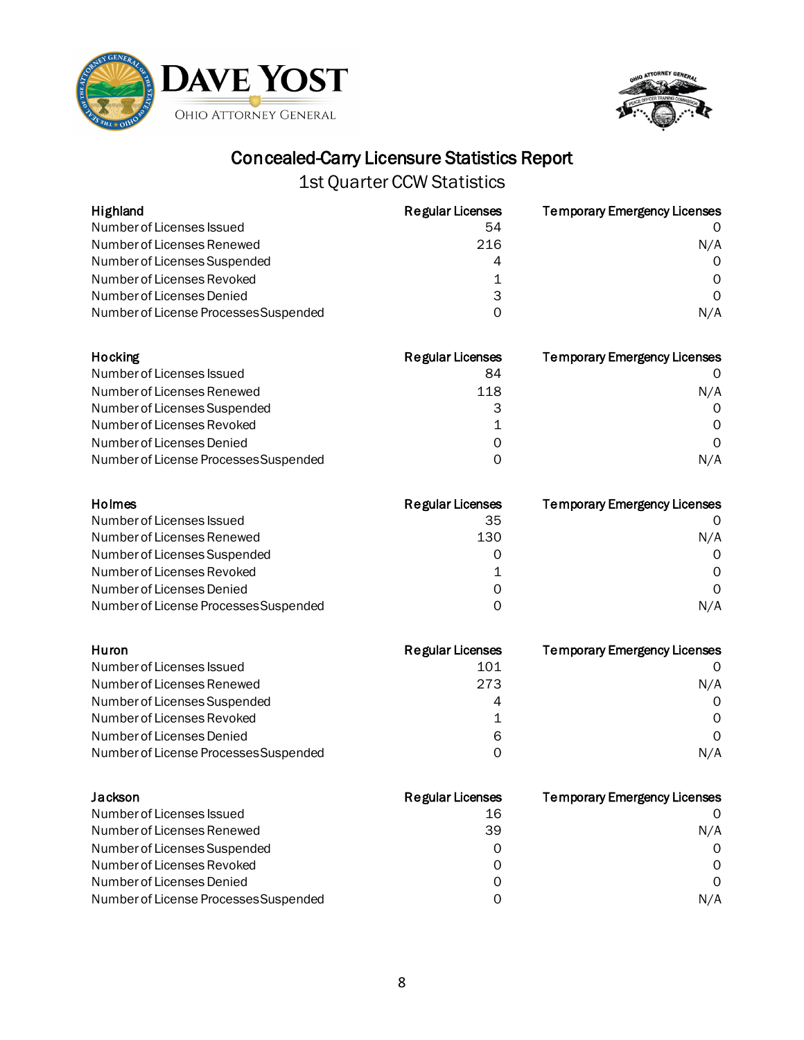# Concealed-Carry Licensure Statistics Report

## 1st Quarter CCW Statistics

| Highland | Regular Licenses | Temporary Emergency Licenses |
|---|---|---|
| Number of Licenses Issued | 54 | 0 |
| Number of Licenses Renewed | 216 | N/A |
| Number of Licenses Suspended | 4 | 0 |
| Number of Licenses Revoked | 1 | 0 |
| Number of Licenses Denied | 3 | 0 |
| Number of License Processes Suspended | 0 | N/A |

| Hocking | Regular Licenses | Temporary Emergency Licenses |
|---|---|---|
| Number of Licenses Issued | 84 | 0 |
| Number of Licenses Renewed | 118 | N/A |
| Number of Licenses Suspended | 3 | 0 |
| Number of Licenses Revoked | 1 | 0 |
| Number of Licenses Denied | 0 | 0 |
| Number of License Processes Suspended | 0 | N/A |

| Holmes | Regular Licenses | Temporary Emergency Licenses |
|---|---|---|
| Number of Licenses Issued | 35 | 0 |
| Number of Licenses Renewed | 130 | N/A |
| Number of Licenses Suspended | 0 | 0 |
| Number of Licenses Revoked | 1 | 0 |
| Number of Licenses Denied | 0 | 0 |
| Number of License Processes Suspended | 0 | N/A |

| Huron | Regular Licenses | Temporary Emergency Licenses |
|---|---|---|
| Number of Licenses Issued | 101 | 0 |
| Number of Licenses Renewed | 273 | N/A |
| Number of Licenses Suspended | 4 | 0 |
| Number of Licenses Revoked | 1 | 0 |
| Number of Licenses Denied | 6 | 0 |
| Number of License Processes Suspended | 0 | N/A |

| Jackson | Regular Licenses | Temporary Emergency Licenses |
|---|---|---|
| Number of Licenses Issued | 16 | 0 |
| Number of Licenses Renewed | 39 | N/A |
| Number of Licenses Suspended | 0 | 0 |
| Number of Licenses Revoked | 0 | 0 |
| Number of Licenses Denied | 0 | 0 |
| Number of License Processes Suspended | 0 | N/A |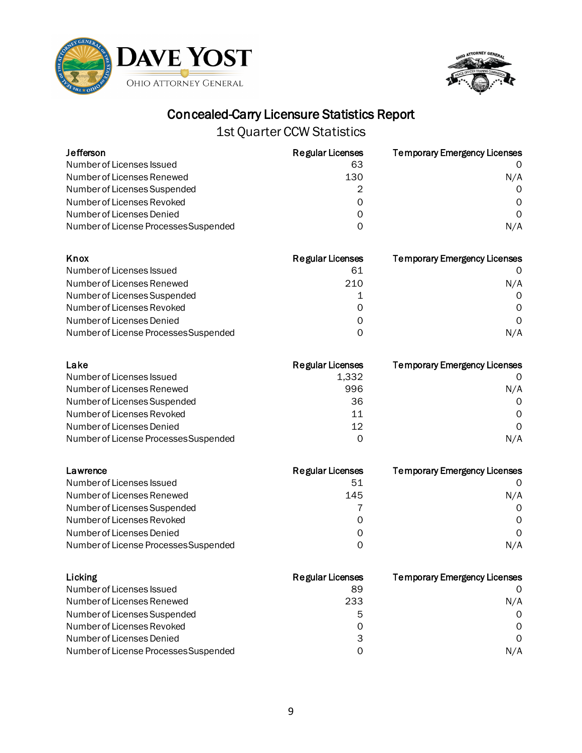# Concealed-Carry Licensure Statistics Report

## 1st Quarter CCW Statistics

| Jefferson | Regular Licenses | Temporary Emergency Licenses |
|---|---|---|
| Number of Licenses Issued | 63 | 0 |
| Number of Licenses Renewed | 130 | N/A |
| Number of Licenses Suspended | 2 | 0 |
| Number of Licenses Revoked | 0 | 0 |
| Number of Licenses Denied | 0 | 0 |
| Number of License Processes Suspended | 0 | N/A |

| Knox | Regular Licenses | Temporary Emergency Licenses |
|---|---|---|
| Number of Licenses Issued | 61 | 0 |
| Number of Licenses Renewed | 210 | N/A |
| Number of Licenses Suspended | 1 | 0 |
| Number of Licenses Revoked | 0 | 0 |
| Number of Licenses Denied | 0 | 0 |
| Number of License Processes Suspended | 0 | N/A |

| Lake | Regular Licenses | Temporary Emergency Licenses |
|---|---|---|
| Number of Licenses Issued | 1,332 | 0 |
| Number of Licenses Renewed | 996 | N/A |
| Number of Licenses Suspended | 36 | 0 |
| Number of Licenses Revoked | 11 | 0 |
| Number of Licenses Denied | 12 | 0 |
| Number of License Processes Suspended | 0 | N/A |

| Lawrence | Regular Licenses | Temporary Emergency Licenses |
|---|---|---|
| Number of Licenses Issued | 51 | 0 |
| Number of Licenses Renewed | 145 | N/A |
| Number of Licenses Suspended | 7 | 0 |
| Number of Licenses Revoked | 0 | 0 |
| Number of Licenses Denied | 0 | 0 |
| Number of License Processes Suspended | 0 | N/A |

| Licking | Regular Licenses | Temporary Emergency Licenses |
|---|---|---|
| Number of Licenses Issued | 89 | 0 |
| Number of Licenses Renewed | 233 | N/A |
| Number of Licenses Suspended | 5 | 0 |
| Number of Licenses Revoked | 0 | 0 |
| Number of Licenses Denied | 3 | 0 |
| Number of License Processes Suspended | 0 | N/A |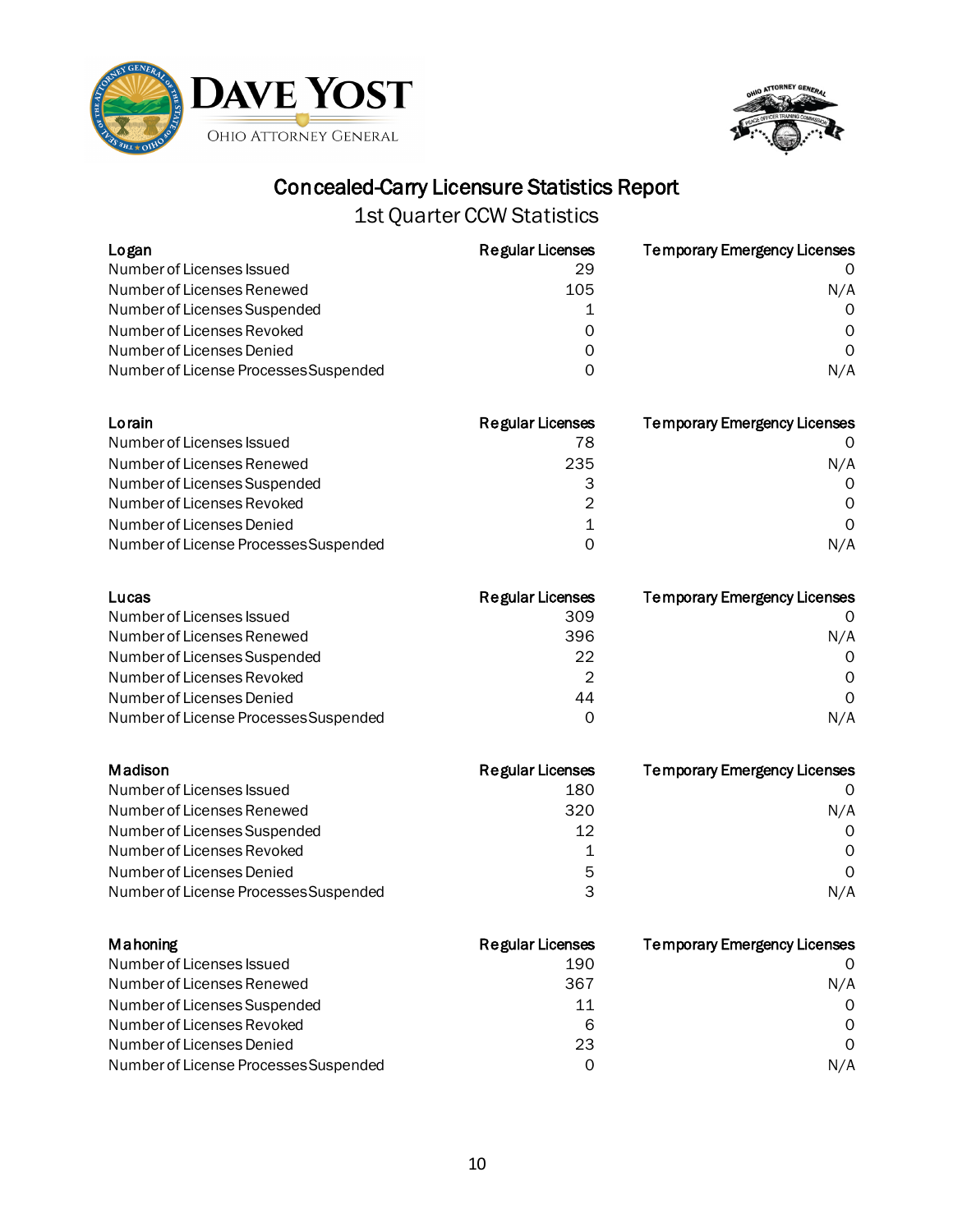# Concealed-Carry Licensure Statistics Report

## 1st Quarter CCW Statistics

| Logan | Regular Licenses | Temporary Emergency Licenses |
|---|---|---|
| Number of Licenses Issued | 29 | 0 |
| Number of Licenses Renewed | 105 | N/A |
| Number of Licenses Suspended | 1 | 0 |
| Number of Licenses Revoked | 0 | 0 |
| Number of Licenses Denied | 0 | 0 |
| Number of License Processes Suspended | 0 | N/A |

| Lorain | Regular Licenses | Temporary Emergency Licenses |
|---|---|---|
| Number of Licenses Issued | 78 | 0 |
| Number of Licenses Renewed | 235 | N/A |
| Number of Licenses Suspended | 3 | 0 |
| Number of Licenses Revoked | 2 | 0 |
| Number of Licenses Denied | 1 | 0 |
| Number of License Processes Suspended | 0 | N/A |

| Lucas | Regular Licenses | Temporary Emergency Licenses |
|---|---|---|
| Number of Licenses Issued | 309 | 0 |
| Number of Licenses Renewed | 396 | N/A |
| Number of Licenses Suspended | 22 | 0 |
| Number of Licenses Revoked | 2 | 0 |
| Number of Licenses Denied | 44 | 0 |
| Number of License Processes Suspended | 0 | N/A |

| Madison | Regular Licenses | Temporary Emergency Licenses |
|---|---|---|
| Number of Licenses Issued | 180 | 0 |
| Number of Licenses Renewed | 320 | N/A |
| Number of Licenses Suspended | 12 | 0 |
| Number of Licenses Revoked | 1 | 0 |
| Number of Licenses Denied | 5 | 0 |
| Number of License Processes Suspended | 3 | N/A |

| Mahoning | Regular Licenses | Temporary Emergency Licenses |
|---|---|---|
| Number of Licenses Issued | 190 | 0 |
| Number of Licenses Renewed | 367 | N/A |
| Number of Licenses Suspended | 11 | 0 |
| Number of Licenses Revoked | 6 | 0 |
| Number of Licenses Denied | 23 | 0 |
| Number of License Processes Suspended | 0 | N/A |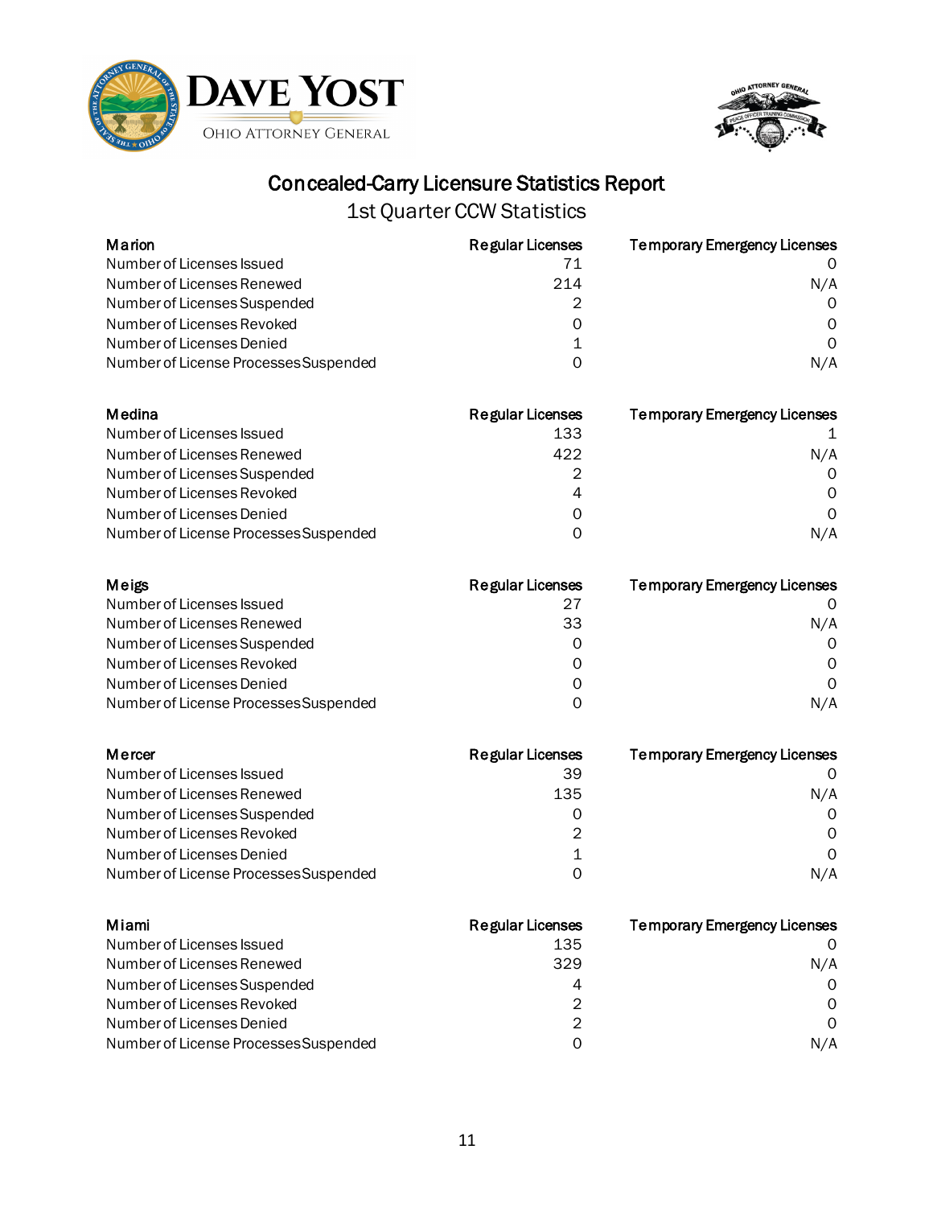## Concealed-Carry Licensure Statistics Report

1st Quarter CCW Statistics

| Marion | Regular Licenses | Temporary Emergency Licenses |
|---|---|---|
| Number of Licenses Issued | 71 | 0 |
| Number of Licenses Renewed | 214 | N/A |
| Number of Licenses Suspended | 2 | 0 |
| Number of Licenses Revoked | 0 | 0 |
| Number of Licenses Denied | 1 | 0 |
| Number of License Processes Suspended | 0 | N/A |

| Medina | Regular Licenses | Temporary Emergency Licenses |
|---|---|---|
| Number of Licenses Issued | 133 | 1 |
| Number of Licenses Renewed | 422 | N/A |
| Number of Licenses Suspended | 2 | 0 |
| Number of Licenses Revoked | 4 | 0 |
| Number of Licenses Denied | 0 | 0 |
| Number of License Processes Suspended | 0 | N/A |

| Meigs | Regular Licenses | Temporary Emergency Licenses |
|---|---|---|
| Number of Licenses Issued | 27 | 0 |
| Number of Licenses Renewed | 33 | N/A |
| Number of Licenses Suspended | 0 | 0 |
| Number of Licenses Revoked | 0 | 0 |
| Number of Licenses Denied | 0 | 0 |
| Number of License Processes Suspended | 0 | N/A |

| Mercer | Regular Licenses | Temporary Emergency Licenses |
|---|---|---|
| Number of Licenses Issued | 39 | 0 |
| Number of Licenses Renewed | 135 | N/A |
| Number of Licenses Suspended | 0 | 0 |
| Number of Licenses Revoked | 2 | 0 |
| Number of Licenses Denied | 1 | 0 |
| Number of License Processes Suspended | 0 | N/A |

| Miami | Regular Licenses | Temporary Emergency Licenses |
|---|---|---|
| Number of Licenses Issued | 135 | 0 |
| Number of Licenses Renewed | 329 | N/A |
| Number of Licenses Suspended | 4 | 0 |
| Number of Licenses Revoked | 2 | 0 |
| Number of Licenses Denied | 2 | 0 |
| Number of License Processes Suspended | 0 | N/A |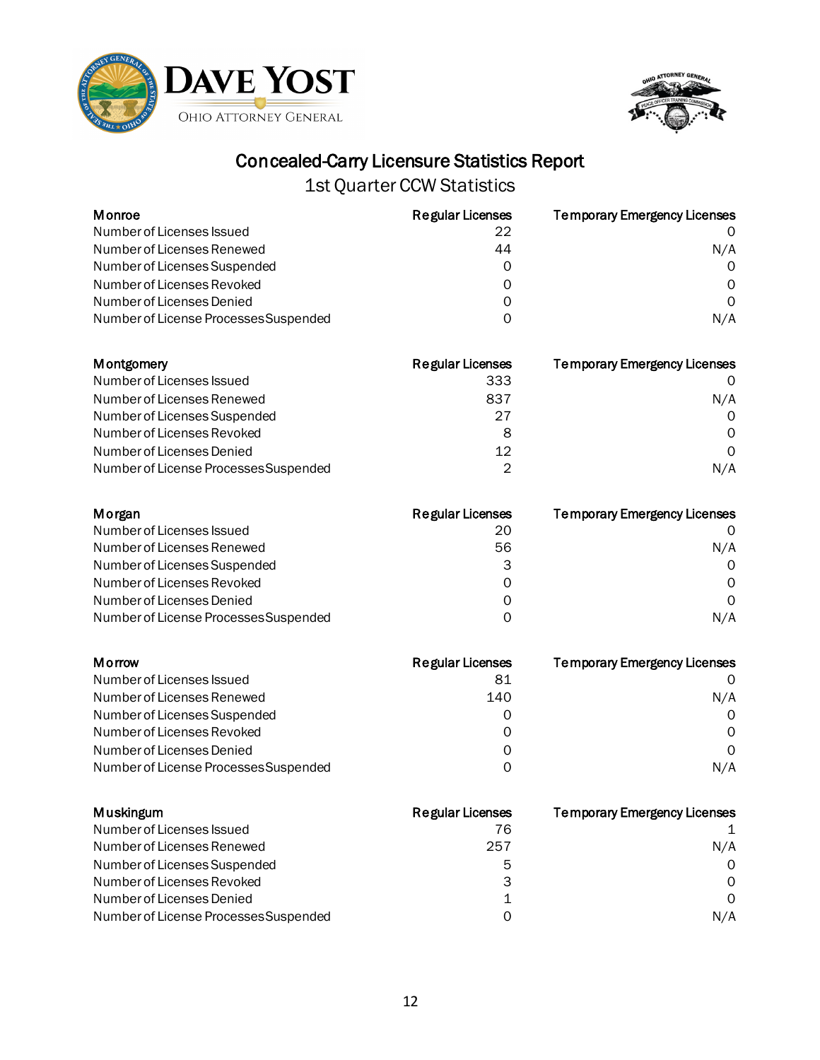# Concealed-Carry Licensure Statistics Report

## 1st Quarter CCW Statistics

| Monroe | Regular Licenses | Temporary Emergency Licenses |
|---|---|---|
| Number of Licenses Issued | 22 | 0 |
| Number of Licenses Renewed | 44 | N/A |
| Number of Licenses Suspended | 0 | 0 |
| Number of Licenses Revoked | 0 | 0 |
| Number of Licenses Denied | 0 | 0 |
| Number of License Processes Suspended | 0 | N/A |

| Montgomery | Regular Licenses | Temporary Emergency Licenses |
|---|---|---|
| Number of Licenses Issued | 333 | 0 |
| Number of Licenses Renewed | 837 | N/A |
| Number of Licenses Suspended | 27 | 0 |
| Number of Licenses Revoked | 8 | 0 |
| Number of Licenses Denied | 12 | 0 |
| Number of License Processes Suspended | 2 | N/A |

| Morgan | Regular Licenses | Temporary Emergency Licenses |
|---|---|---|
| Number of Licenses Issued | 20 | 0 |
| Number of Licenses Renewed | 56 | N/A |
| Number of Licenses Suspended | 3 | 0 |
| Number of Licenses Revoked | 0 | 0 |
| Number of Licenses Denied | 0 | 0 |
| Number of License Processes Suspended | 0 | N/A |

| Morrow | Regular Licenses | Temporary Emergency Licenses |
|---|---|---|
| Number of Licenses Issued | 81 | 0 |
| Number of Licenses Renewed | 140 | N/A |
| Number of Licenses Suspended | 0 | 0 |
| Number of Licenses Revoked | 0 | 0 |
| Number of Licenses Denied | 0 | 0 |
| Number of License Processes Suspended | 0 | N/A |

| Muskingum | Regular Licenses | Temporary Emergency Licenses |
|---|---|---|
| Number of Licenses Issued | 76 | 1 |
| Number of Licenses Renewed | 257 | N/A |
| Number of Licenses Suspended | 5 | 0 |
| Number of Licenses Revoked | 3 | 0 |
| Number of Licenses Denied | 1 | 0 |
| Number of License Processes Suspended | 0 | N/A |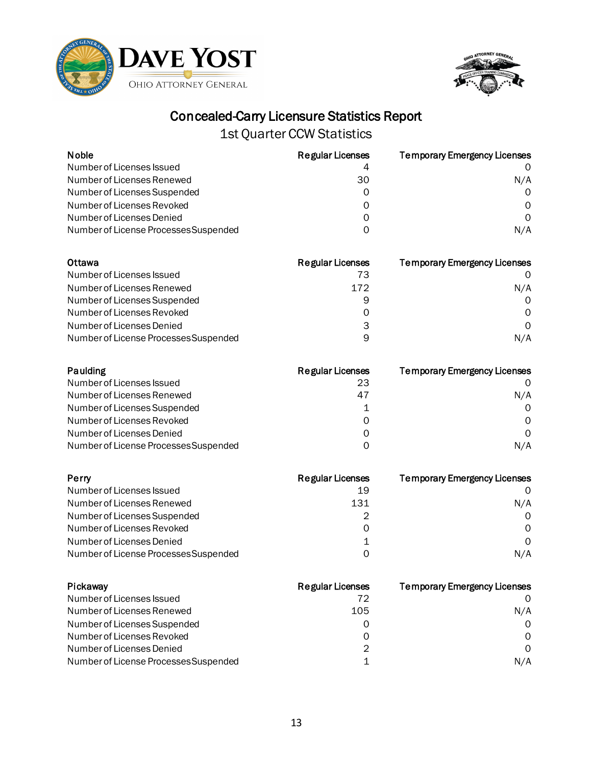# Concealed-Carry Licensure Statistics Report

## 1st Quarter CCW Statistics

| Noble | Regular Licenses | Temporary Emergency Licenses |
|---|---|---|
| Number of Licenses Issued | 4 | 0 |
| Number of Licenses Renewed | 30 | N/A |
| Number of Licenses Suspended | 0 | 0 |
| Number of Licenses Revoked | 0 | 0 |
| Number of Licenses Denied | 0 | 0 |
| Number of License Processes Suspended | 0 | N/A |

| Ottawa | Regular Licenses | Temporary Emergency Licenses |
|---|---|---|
| Number of Licenses Issued | 73 | 0 |
| Number of Licenses Renewed | 172 | N/A |
| Number of Licenses Suspended | 9 | 0 |
| Number of Licenses Revoked | 0 | 0 |
| Number of Licenses Denied | 3 | 0 |
| Number of License Processes Suspended | 9 | N/A |

| Paulding | Regular Licenses | Temporary Emergency Licenses |
|---|---|---|
| Number of Licenses Issued | 23 | 0 |
| Number of Licenses Renewed | 47 | N/A |
| Number of Licenses Suspended | 1 | 0 |
| Number of Licenses Revoked | 0 | 0 |
| Number of Licenses Denied | 0 | 0 |
| Number of License Processes Suspended | 0 | N/A |

| Perry | Regular Licenses | Temporary Emergency Licenses |
|---|---|---|
| Number of Licenses Issued | 19 | 0 |
| Number of Licenses Renewed | 131 | N/A |
| Number of Licenses Suspended | 2 | 0 |
| Number of Licenses Revoked | 0 | 0 |
| Number of Licenses Denied | 1 | 0 |
| Number of License Processes Suspended | 0 | N/A |

| Pickaway | Regular Licenses | Temporary Emergency Licenses |
|---|---|---|
| Number of Licenses Issued | 72 | 0 |
| Number of Licenses Renewed | 105 | N/A |
| Number of Licenses Suspended | 0 | 0 |
| Number of Licenses Revoked | 0 | 0 |
| Number of Licenses Denied | 2 | 0 |
| Number of License Processes Suspended | 1 | N/A |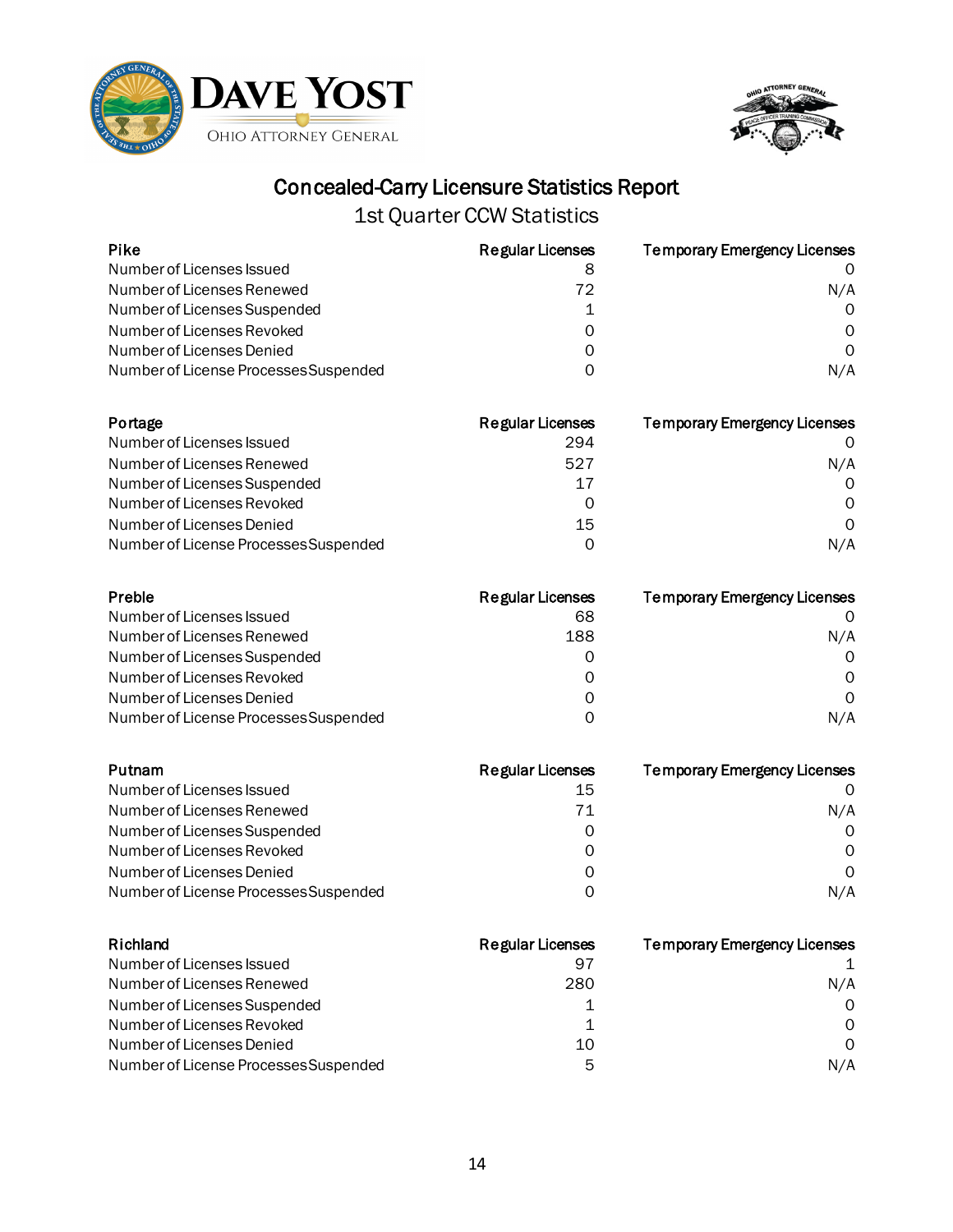# Concealed-Carry Licensure Statistics Report

## 1st Quarter CCW Statistics

| Pike | Regular Licenses | Temporary Emergency Licenses |
|---|---|---|
| Number of Licenses Issued | 8 | 0 |
| Number of Licenses Renewed | 72 | N/A |
| Number of Licenses Suspended | 1 | 0 |
| Number of Licenses Revoked | 0 | 0 |
| Number of Licenses Denied | 0 | 0 |
| Number of License Processes Suspended | 0 | N/A |

| Portage | Regular Licenses | Temporary Emergency Licenses |
|---|---|---|
| Number of Licenses Issued | 294 | 0 |
| Number of Licenses Renewed | 527 | N/A |
| Number of Licenses Suspended | 17 | 0 |
| Number of Licenses Revoked | 0 | 0 |
| Number of Licenses Denied | 15 | 0 |
| Number of License Processes Suspended | 0 | N/A |

| Preble | Regular Licenses | Temporary Emergency Licenses |
|---|---|---|
| Number of Licenses Issued | 68 | 0 |
| Number of Licenses Renewed | 188 | N/A |
| Number of Licenses Suspended | 0 | 0 |
| Number of Licenses Revoked | 0 | 0 |
| Number of Licenses Denied | 0 | 0 |
| Number of License Processes Suspended | 0 | N/A |

| Putnam | Regular Licenses | Temporary Emergency Licenses |
|---|---|---|
| Number of Licenses Issued | 15 | 0 |
| Number of Licenses Renewed | 71 | N/A |
| Number of Licenses Suspended | 0 | 0 |
| Number of Licenses Revoked | 0 | 0 |
| Number of Licenses Denied | 0 | 0 |
| Number of License Processes Suspended | 0 | N/A |

| Richland | Regular Licenses | Temporary Emergency Licenses |
|---|---|---|
| Number of Licenses Issued | 97 | 1 |
| Number of Licenses Renewed | 280 | N/A |
| Number of Licenses Suspended | 1 | 0 |
| Number of Licenses Revoked | 1 | 0 |
| Number of Licenses Denied | 10 | 0 |
| Number of License Processes Suspended | 5 | N/A |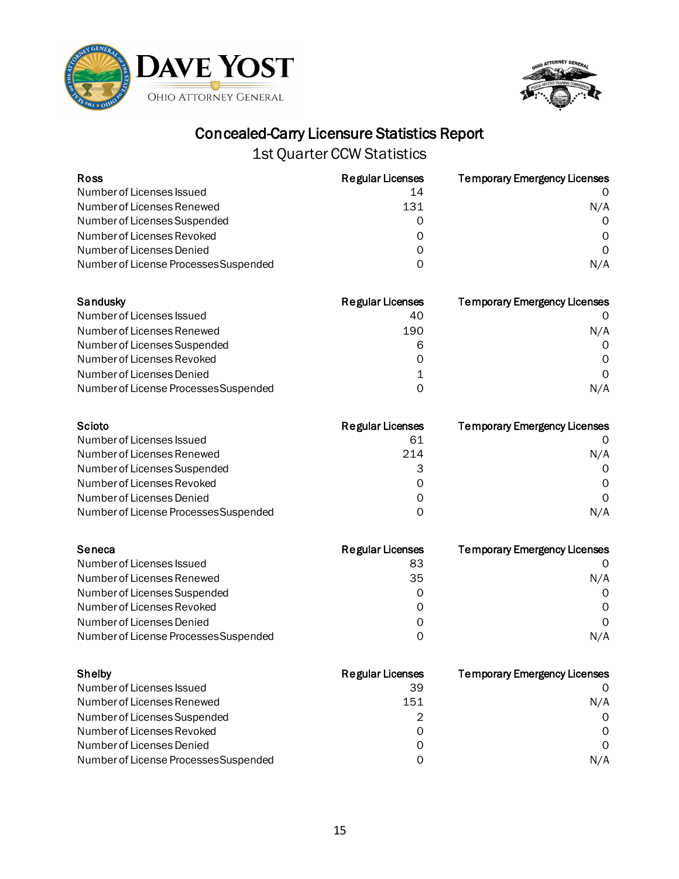## Concealed-Carry Licensure Statistics Report

### 1st Quarter CCW Statistics

| Ross | Regular Licenses | Temporary Emergency Licenses |
|---|---|---|
| Number of Licenses Issued | 14 | 0 |
| Number of Licenses Renewed | 131 | N/A |
| Number of Licenses Suspended | 0 | 0 |
| Number of Licenses Revoked | 0 | 0 |
| Number of Licenses Denied | 0 | 0 |
| Number of License Processes Suspended | 0 | N/A |

| Sandusky | Regular Licenses | Temporary Emergency Licenses |
|---|---|---|
| Number of Licenses Issued | 40 | 0 |
| Number of Licenses Renewed | 190 | N/A |
| Number of Licenses Suspended | 6 | 0 |
| Number of Licenses Revoked | 0 | 0 |
| Number of Licenses Denied | 1 | 0 |
| Number of License Processes Suspended | 0 | N/A |

| Scioto | Regular Licenses | Temporary Emergency Licenses |
|---|---|---|
| Number of Licenses Issued | 61 | 0 |
| Number of Licenses Renewed | 214 | N/A |
| Number of Licenses Suspended | 3 | 0 |
| Number of Licenses Revoked | 0 | 0 |
| Number of Licenses Denied | 0 | 0 |
| Number of License Processes Suspended | 0 | N/A |

| Seneca | Regular Licenses | Temporary Emergency Licenses |
|---|---|---|
| Number of Licenses Issued | 83 | 0 |
| Number of Licenses Renewed | 35 | N/A |
| Number of Licenses Suspended | 0 | 0 |
| Number of Licenses Revoked | 0 | 0 |
| Number of Licenses Denied | 0 | 0 |
| Number of License Processes Suspended | 0 | N/A |

| Shelby | Regular Licenses | Temporary Emergency Licenses |
|---|---|---|
| Number of Licenses Issued | 39 | 0 |
| Number of Licenses Renewed | 151 | N/A |
| Number of Licenses Suspended | 2 | 0 |
| Number of Licenses Revoked | 0 | 0 |
| Number of Licenses Denied | 0 | 0 |
| Number of License Processes Suspended | 0 | N/A |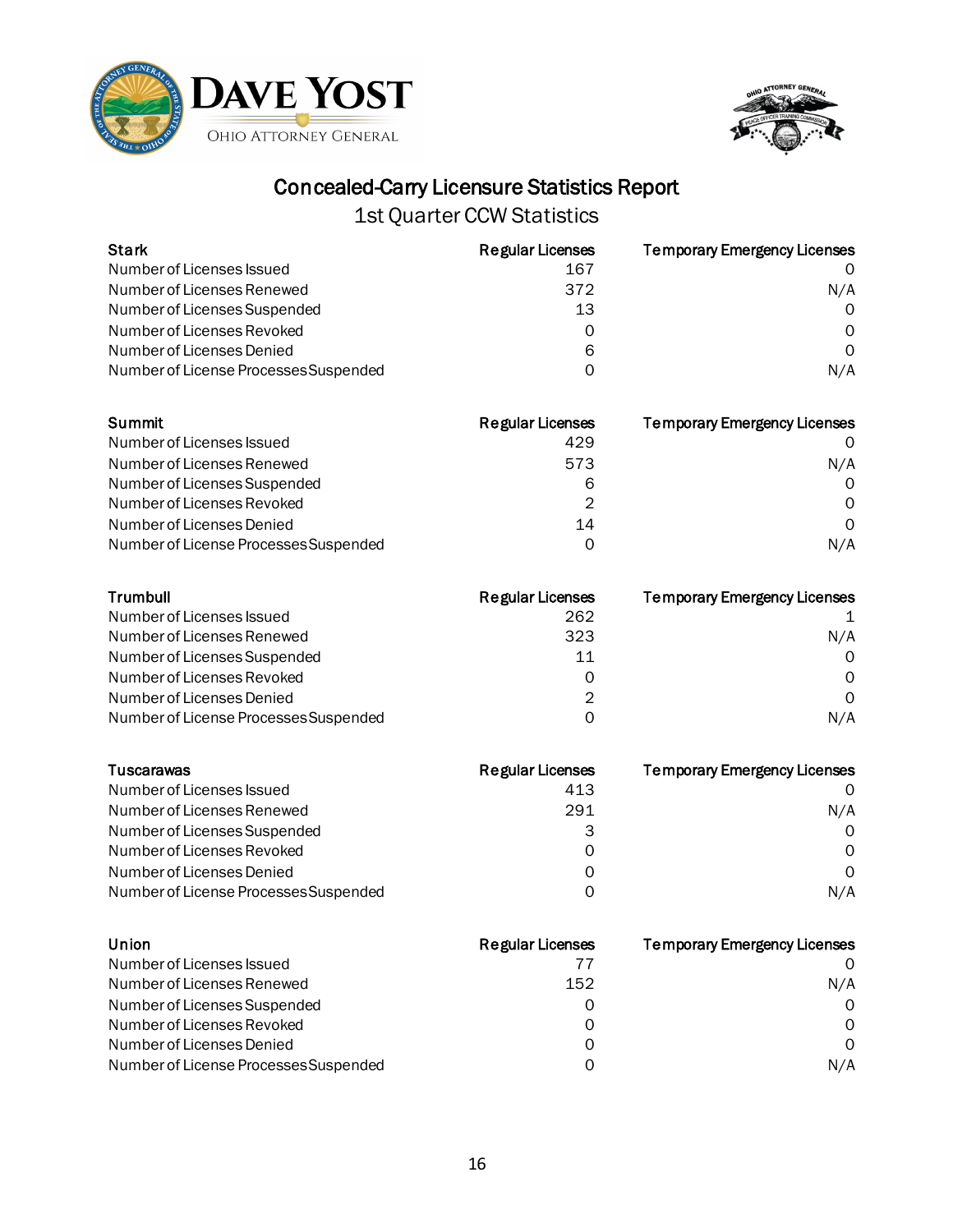# Concealed-Carry Licensure Statistics Report

## 1st Quarter CCW Statistics

| Stark | Regular Licenses | Temporary Emergency Licenses |
|---|---|---|
| Number of Licenses Issued | 167 | 0 |
| Number of Licenses Renewed | 372 | N/A |
| Number of Licenses Suspended | 13 | 0 |
| Number of Licenses Revoked | 0 | 0 |
| Number of Licenses Denied | 6 | 0 |
| Number of License Processes Suspended | 0 | N/A |

| Summit | Regular Licenses | Temporary Emergency Licenses |
|---|---|---|
| Number of Licenses Issued | 429 | 0 |
| Number of Licenses Renewed | 573 | N/A |
| Number of Licenses Suspended | 6 | 0 |
| Number of Licenses Revoked | 2 | 0 |
| Number of Licenses Denied | 14 | 0 |
| Number of License Processes Suspended | 0 | N/A |

| Trumbull | Regular Licenses | Temporary Emergency Licenses |
|---|---|---|
| Number of Licenses Issued | 262 | 1 |
| Number of Licenses Renewed | 323 | N/A |
| Number of Licenses Suspended | 11 | 0 |
| Number of Licenses Revoked | 0 | 0 |
| Number of Licenses Denied | 2 | 0 |
| Number of License Processes Suspended | 0 | N/A |

| Tuscarawas | Regular Licenses | Temporary Emergency Licenses |
|---|---|---|
| Number of Licenses Issued | 413 | 0 |
| Number of Licenses Renewed | 291 | N/A |
| Number of Licenses Suspended | 3 | 0 |
| Number of Licenses Revoked | 0 | 0 |
| Number of Licenses Denied | 0 | 0 |
| Number of License Processes Suspended | 0 | N/A |

| Union | Regular Licenses | Temporary Emergency Licenses |
|---|---|---|
| Number of Licenses Issued | 77 | 0 |
| Number of Licenses Renewed | 152 | N/A |
| Number of Licenses Suspended | 0 | 0 |
| Number of Licenses Revoked | 0 | 0 |
| Number of Licenses Denied | 0 | 0 |
| Number of License Processes Suspended | 0 | N/A |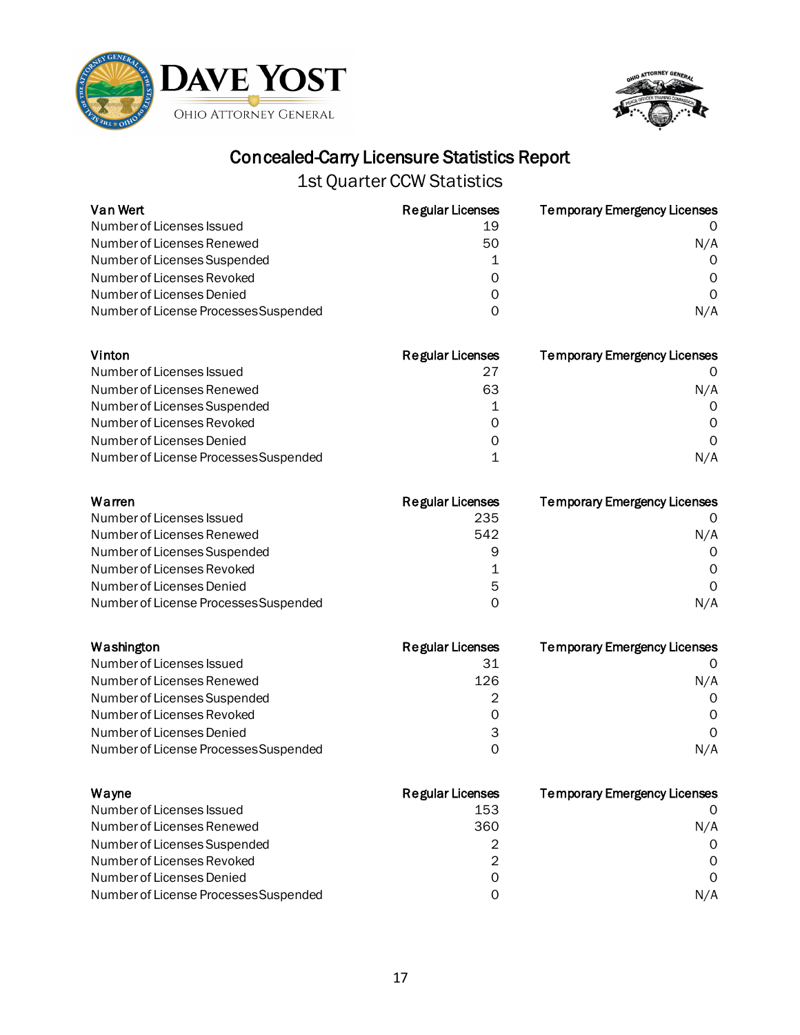# Concealed-Carry Licensure Statistics Report

## 1st Quarter CCW Statistics

| Van Wert | Regular Licenses | Temporary Emergency Licenses |
| --- | --- | --- |
| Number of Licenses Issued | 19 | 0 |
| Number of Licenses Renewed | 50 | N/A |
| Number of Licenses Suspended | 1 | 0 |
| Number of Licenses Revoked | 0 | 0 |
| Number of Licenses Denied | 0 | 0 |
| Number of License Processes Suspended | 0 | N/A |

| Vinton | Regular Licenses | Temporary Emergency Licenses |
| --- | --- | --- |
| Number of Licenses Issued | 27 | 0 |
| Number of Licenses Renewed | 63 | N/A |
| Number of Licenses Suspended | 1 | 0 |
| Number of Licenses Revoked | 0 | 0 |
| Number of Licenses Denied | 0 | 0 |
| Number of License Processes Suspended | 1 | N/A |

| Warren | Regular Licenses | Temporary Emergency Licenses |
| --- | --- | --- |
| Number of Licenses Issued | 235 | 0 |
| Number of Licenses Renewed | 542 | N/A |
| Number of Licenses Suspended | 9 | 0 |
| Number of Licenses Revoked | 1 | 0 |
| Number of Licenses Denied | 5 | 0 |
| Number of License Processes Suspended | 0 | N/A |

| Washington | Regular Licenses | Temporary Emergency Licenses |
| --- | --- | --- |
| Number of Licenses Issued | 31 | 0 |
| Number of Licenses Renewed | 126 | N/A |
| Number of Licenses Suspended | 2 | 0 |
| Number of Licenses Revoked | 0 | 0 |
| Number of Licenses Denied | 3 | 0 |
| Number of License Processes Suspended | 0 | N/A |

| Wayne | Regular Licenses | Temporary Emergency Licenses |
| --- | --- | --- |
| Number of Licenses Issued | 153 | 0 |
| Number of Licenses Renewed | 360 | N/A |
| Number of Licenses Suspended | 2 | 0 |
| Number of Licenses Revoked | 2 | 0 |
| Number of Licenses Denied | 0 | 0 |
| Number of License Processes Suspended | 0 | N/A |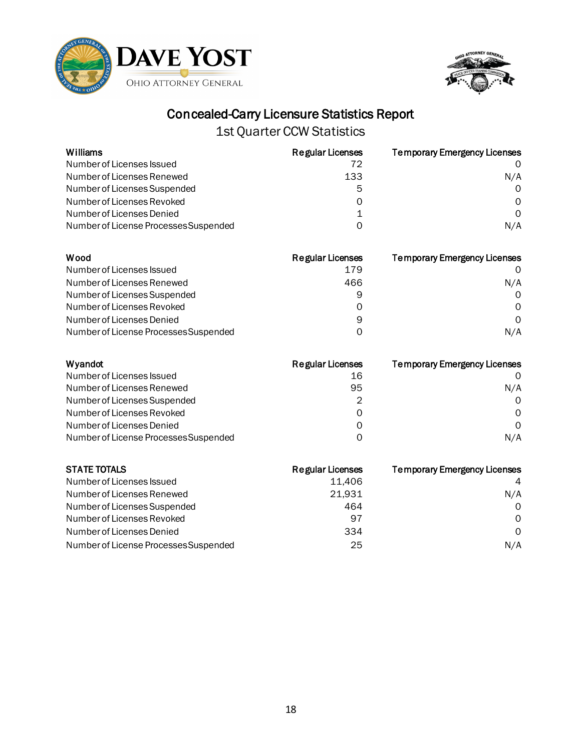DAVE YOST

OHIO ATTORNEY GENERAL

# Concealed-Carry Licensure Statistics Report

## 1st Quarter CCW Statistics

| Williams | Regular Licenses | Temporary Emergency Licenses |
|---|---|---|
| Number of Licenses Issued | 72 | 0 |
| Number of Licenses Renewed | 133 | N/A |
| Number of Licenses Suspended | 5 | 0 |
| Number of Licenses Revoked | 0 | 0 |
| Number of Licenses Denied | 1 | 0 |
| Number of License Processes Suspended | 0 | N/A |

| Wood | Regular Licenses | Temporary Emergency Licenses |
|---|---|---|
| Number of Licenses Issued | 179 | 0 |
| Number of Licenses Renewed | 466 | N/A |
| Number of Licenses Suspended | 9 | 0 |
| Number of Licenses Revoked | 0 | 0 |
| Number of Licenses Denied | 9 | 0 |
| Number of License Processes Suspended | 0 | N/A |

| Wyandot | Regular Licenses | Temporary Emergency Licenses |
|---|---|---|
| Number of Licenses Issued | 16 | 0 |
| Number of Licenses Renewed | 95 | N/A |
| Number of Licenses Suspended | 2 | 0 |
| Number of Licenses Revoked | 0 | 0 |
| Number of Licenses Denied | 0 | 0 |
| Number of License Processes Suspended | 0 | N/A |

| STATE TOTALS | Regular Licenses | Temporary Emergency Licenses |
|---|---|---|
| Number of Licenses Issued | 11,406 | 4 |
| Number of Licenses Renewed | 21,931 | N/A |
| Number of Licenses Suspended | 464 | 0 |
| Number of Licenses Revoked | 97 | 0 |
| Number of Licenses Denied | 334 | 0 |
| Number of License Processes Suspended | 25 | N/A |